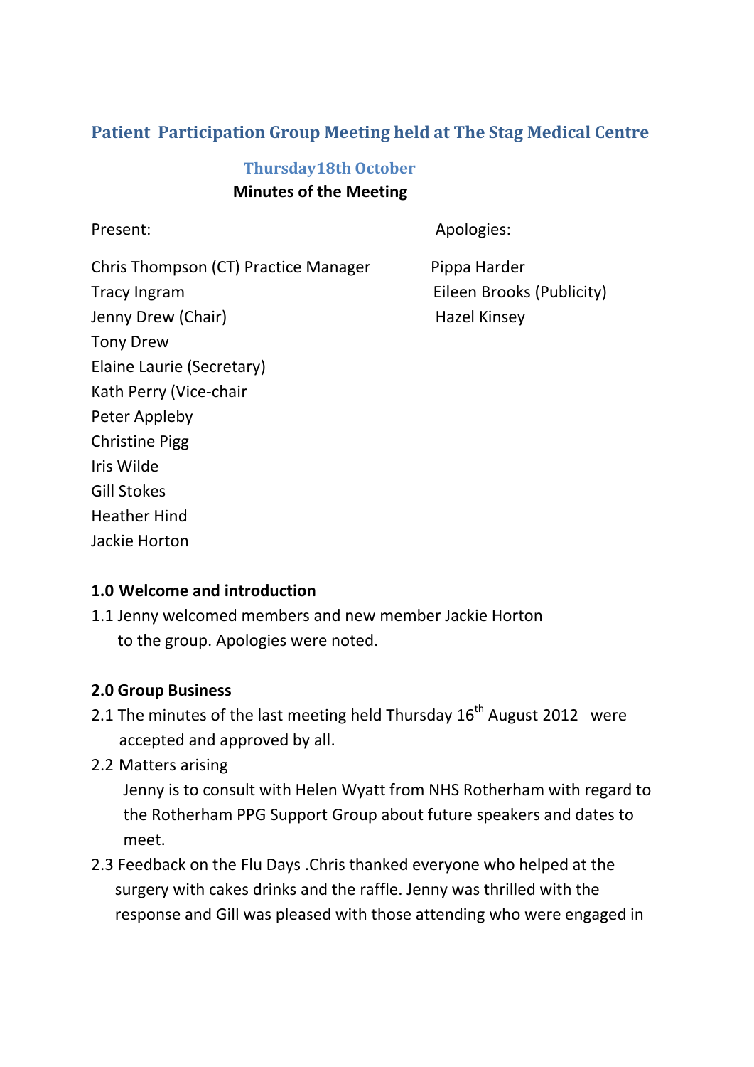## Patient Participation Group Meeting held at The Stag Medical Centre

### Thursday18th October

**Minutes of the Meeting**

Present:

Chris Thompson (CT) Practice Manager
Tracy Ingram
Jenny Drew (Chair)
Tony Drew
Elaine Laurie (Secretary)
Kath Perry (Vice-chair
Peter Appleby
Christine Pigg
Iris Wilde
Gill Stokes
Heather Hind
Jackie Horton

Apologies:

Pippa Harder
Eileen Brooks (Publicity)
Hazel Kinsey

**1.0 Welcome and introduction**

1.1 Jenny welcomed members and new member Jackie Horton to the group. Apologies were noted.

**2.0 Group Business**

2.1 The minutes of the last meeting held Thursday 16th August 2012 were accepted and approved by all.

2.2 Matters arising

Jenny is to consult with Helen Wyatt from NHS Rotherham with regard to the Rotherham PPG Support Group about future speakers and dates to meet.

2.3 Feedback on the Flu Days .Chris thanked everyone who helped at the surgery with cakes drinks and the raffle. Jenny was thrilled with the response and Gill was pleased with those attending who were engaged in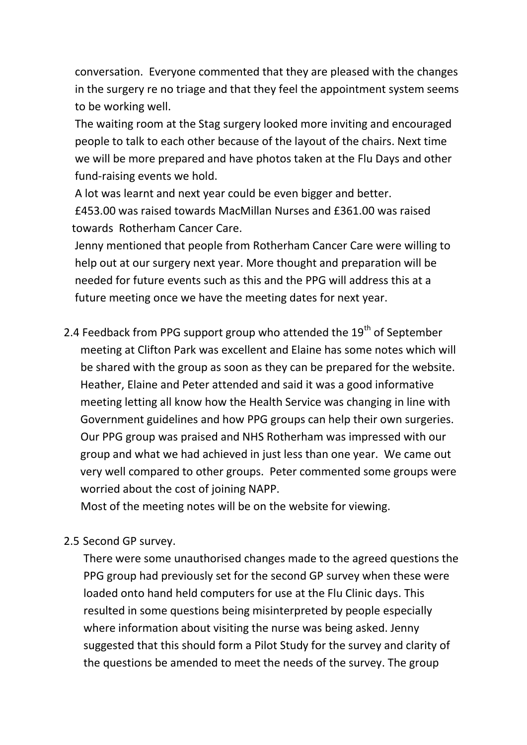conversation. Everyone commented that they are pleased with the changes in the surgery re no triage and that they feel the appointment system seems to be working well.

The waiting room at the Stag surgery looked more inviting and encouraged people to talk to each other because of the layout of the chairs. Next time we will be more prepared and have photos taken at the Flu Days and other fund-raising events we hold.

A lot was learnt and next year could be even bigger and better.

£453.00 was raised towards MacMillan Nurses and £361.00 was raised towards Rotherham Cancer Care.

Jenny mentioned that people from Rotherham Cancer Care were willing to help out at our surgery next year. More thought and preparation will be needed for future events such as this and the PPG will address this at a future meeting once we have the meeting dates for next year.

2.4 Feedback from PPG support group who attended the 19th of September meeting at Clifton Park was excellent and Elaine has some notes which will be shared with the group as soon as they can be prepared for the website. Heather, Elaine and Peter attended and said it was a good informative meeting letting all know how the Health Service was changing in line with Government guidelines and how PPG groups can help their own surgeries. Our PPG group was praised and NHS Rotherham was impressed with our group and what we had achieved in just less than one year. We came out very well compared to other groups. Peter commented some groups were worried about the cost of joining NAPP.

Most of the meeting notes will be on the website for viewing.

2.5 Second GP survey.

There were some unauthorised changes made to the agreed questions the PPG group had previously set for the second GP survey when these were loaded onto hand held computers for use at the Flu Clinic days. This resulted in some questions being misinterpreted by people especially where information about visiting the nurse was being asked. Jenny suggested that this should form a Pilot Study for the survey and clarity of the questions be amended to meet the needs of the survey. The group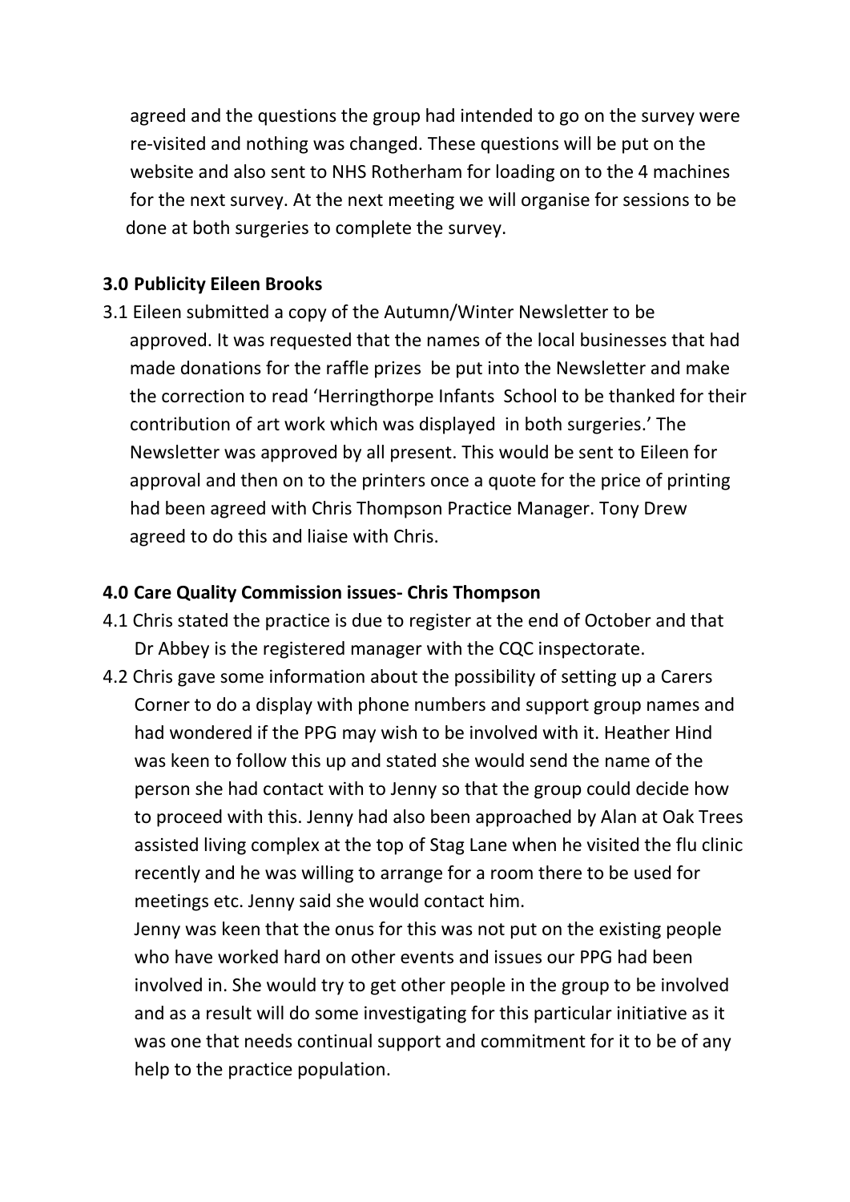agreed and the questions the group had intended to go on the survey were re-visited and nothing was changed. These questions will be put on the website and also sent to NHS Rotherham for loading on to the 4 machines for the next survey. At the next meeting we will organise for sessions to be done at both surgeries to complete the survey.

**3.0 Publicity Eileen Brooks**

3.1 Eileen submitted a copy of the Autumn/Winter Newsletter to be approved. It was requested that the names of the local businesses that had made donations for the raffle prizes be put into the Newsletter and make the correction to read 'Herringthorpe Infants School to be thanked for their contribution of art work which was displayed in both surgeries.' The Newsletter was approved by all present. This would be sent to Eileen for approval and then on to the printers once a quote for the price of printing had been agreed with Chris Thompson Practice Manager. Tony Drew agreed to do this and liaise with Chris.

**4.0 Care Quality Commission issues- Chris Thompson**

4.1 Chris stated the practice is due to register at the end of October and that Dr Abbey is the registered manager with the CQC inspectorate.

4.2 Chris gave some information about the possibility of setting up a Carers Corner to do a display with phone numbers and support group names and had wondered if the PPG may wish to be involved with it. Heather Hind was keen to follow this up and stated she would send the name of the person she had contact with to Jenny so that the group could decide how to proceed with this. Jenny had also been approached by Alan at Oak Trees assisted living complex at the top of Stag Lane when he visited the flu clinic recently and he was willing to arrange for a room there to be used for meetings etc. Jenny said she would contact him.

Jenny was keen that the onus for this was not put on the existing people who have worked hard on other events and issues our PPG had been involved in. She would try to get other people in the group to be involved and as a result will do some investigating for this particular initiative as it was one that needs continual support and commitment for it to be of any help to the practice population.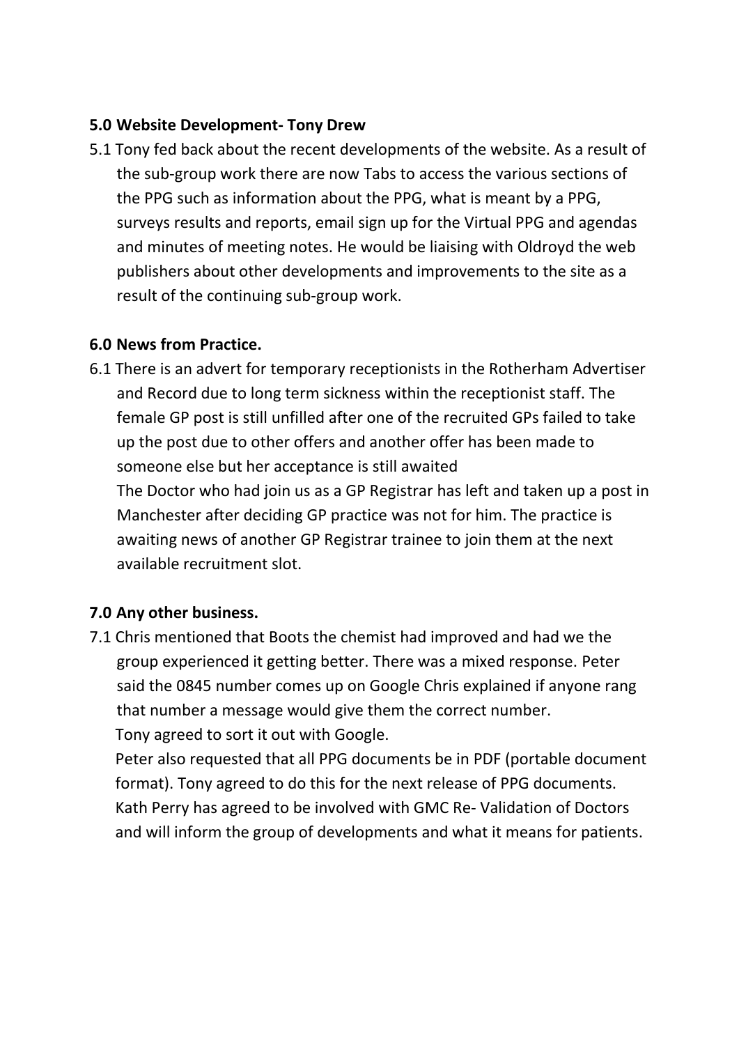**5.0 Website Development- Tony Drew**

5.1 Tony fed back about the recent developments of the website. As a result of the sub-group work there are now Tabs to access the various sections of the PPG such as information about the PPG, what is meant by a PPG, surveys results and reports, email sign up for the Virtual PPG and agendas and minutes of meeting notes. He would be liaising with Oldroyd the web publishers about other developments and improvements to the site as a result of the continuing sub-group work.

**6.0 News from Practice.**

6.1 There is an advert for temporary receptionists in the Rotherham Advertiser and Record due to long term sickness within the receptionist staff. The female GP post is still unfilled after one of the recruited GPs failed to take up the post due to other offers and another offer has been made to someone else but her acceptance is still awaited

The Doctor who had join us as a GP Registrar has left and taken up a post in Manchester after deciding GP practice was not for him. The practice is awaiting news of another GP Registrar trainee to join them at the next available recruitment slot.

**7.0 Any other business.**

7.1 Chris mentioned that Boots the chemist had improved and had we the group experienced it getting better. There was a mixed response. Peter said the 0845 number comes up on Google Chris explained if anyone rang that number a message would give them the correct number.

Tony agreed to sort it out with Google.

Peter also requested that all PPG documents be in PDF (portable document format). Tony agreed to do this for the next release of PPG documents.

Kath Perry has agreed to be involved with GMC Re- Validation of Doctors and will inform the group of developments and what it means for patients.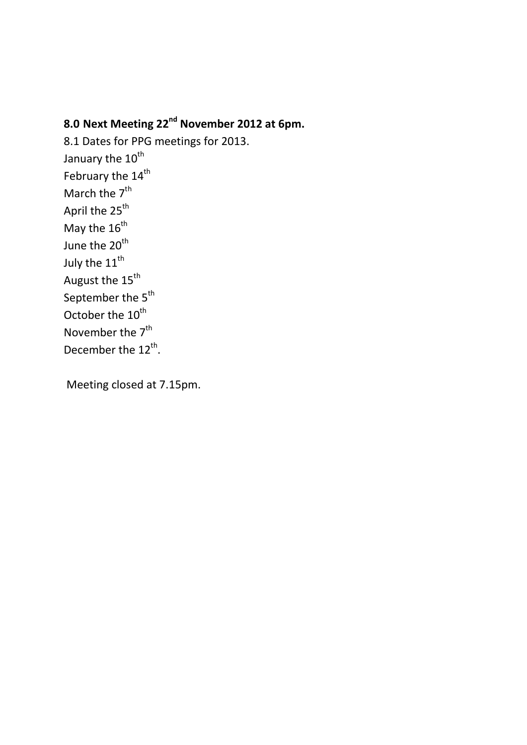**8.0 Next Meeting 22nd November 2012 at 6pm.**

8.1 Dates for PPG meetings for 2013.

January the 10th
February the 14th
March the 7th
April the 25th
May the 16th
June the 20th
July the 11th
August the 15th
September the 5th
October the 10th
November the 7th
December the 12th.

Meeting closed at 7.15pm.